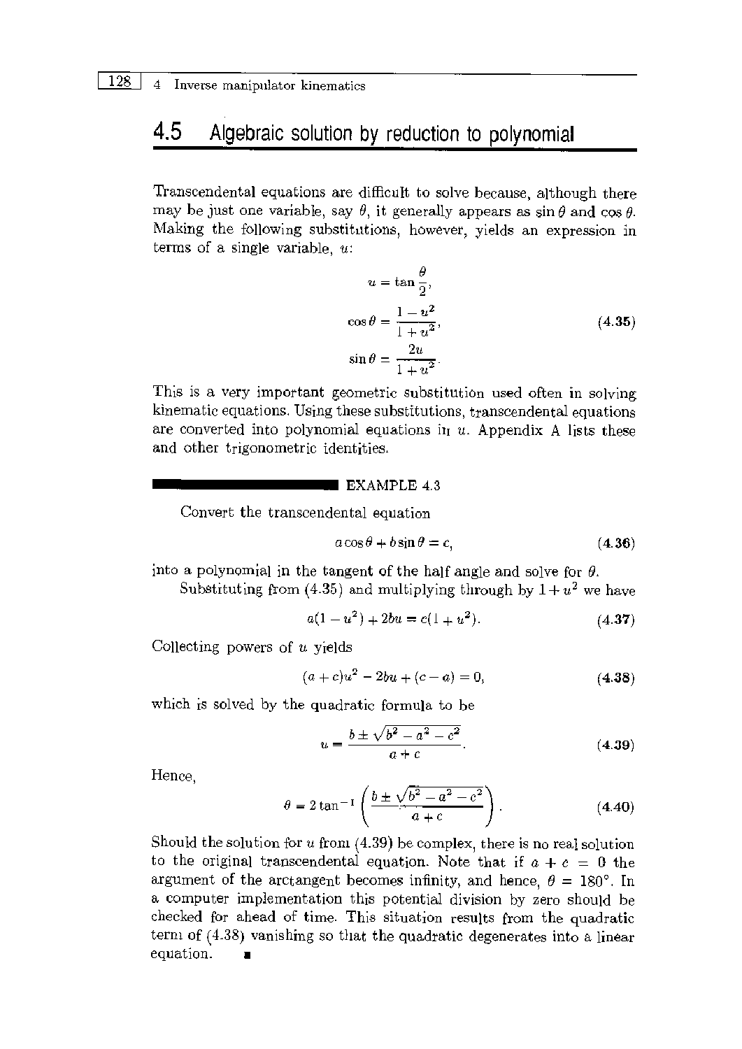## 4.5 Algebraic solution by reduction to polynomial

Transcendental equations are difficult to solve because, although there may be just one variable, say $\theta$, it generally appears as $\sin\theta$ and $\cos\theta$. Making the following substitutions, however, yields an expression in terms of a single variable, $u$:

$$
\begin{aligned}
u &= \tan\frac{\theta}{2}, \\
\cos\theta &= \frac{1-u^2}{1+u^2}, \\
\sin\theta &= \frac{2u}{1+u^2}.
\end{aligned}
\tag{4.35}
$$

This is a very important geometric substitution used often in solving kinematic equations. Using these substitutions, transcendental equations are converted into polynomial equations in $u$. Appendix A lists these and other trigonometric identities.

**EXAMPLE 4.3**

Convert the transcendental equation

$$a\cos\theta + b\sin\theta = c, \tag{4.36}$$

into a polynomial in the tangent of the half angle and solve for $\theta$.

Substituting from (4.35) and multiplying through by $1+u^2$ we have

$$a(1-u^2) + 2bu = c(1+u^2). \tag{4.37}$$

Collecting powers of $u$ yields

$$(a+c)u^2 - 2bu + (c-a) = 0, \tag{4.38}$$

which is solved by the quadratic formula to be

$$u = \frac{b \pm \sqrt{b^2 - a^2 - c^2}}{a+c}. \tag{4.39}$$

Hence,

$$\theta = 2\tan^{-1}\left(\frac{b \pm \sqrt{b^2 - a^2 - c^2}}{a+c}\right). \tag{4.40}$$

Should the solution for $u$ from (4.39) be complex, there is no real solution to the original transcendental equation. Note that if $a + c = 0$ the argument of the arctangent becomes infinity, and hence, $\theta = 180°$. In a computer implementation this potential division by zero should be checked for ahead of time. This situation results from the quadratic term of (4.38) vanishing so that the quadratic degenerates into a linear equation. ∎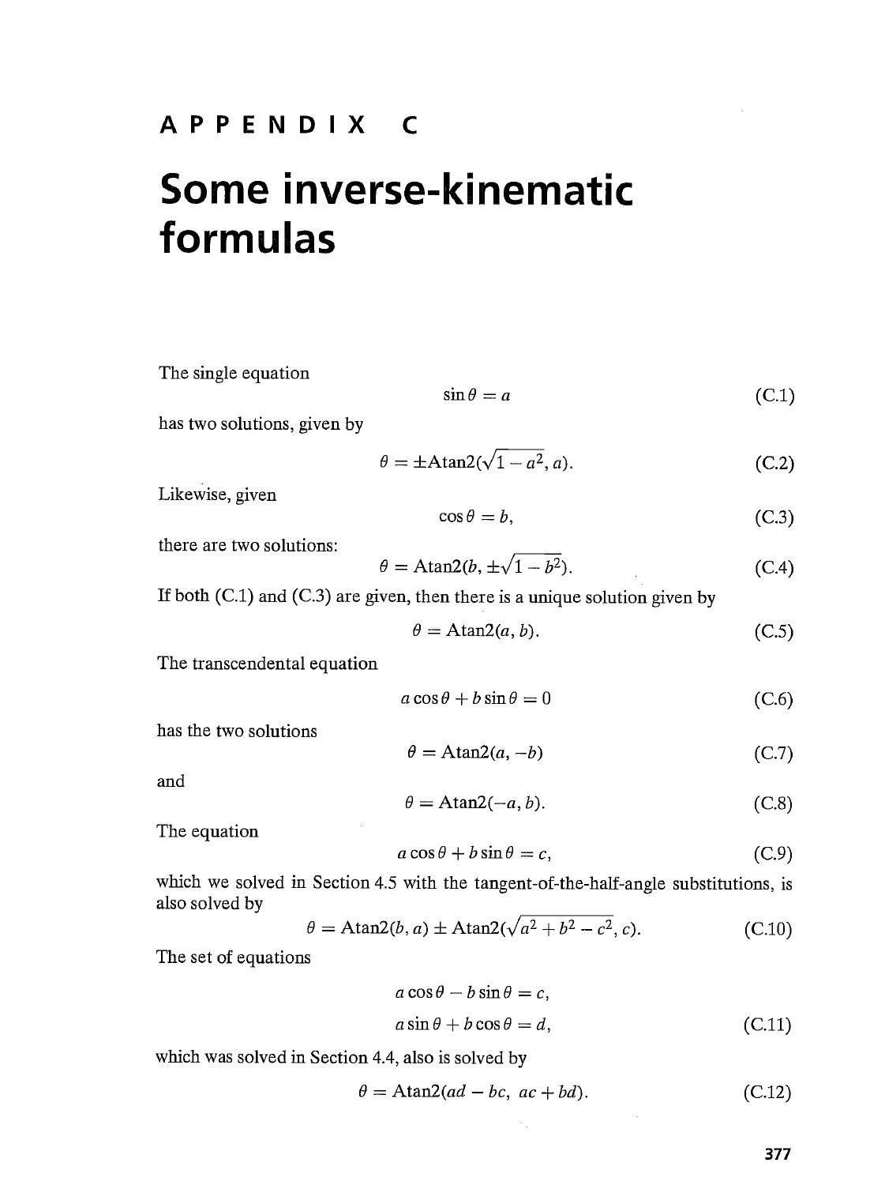# APPENDIX C

# Some inverse-kinematic formulas

The single equation

$$\sin\theta = a \tag{C.1}$$

has two solutions, given by

$$\theta = \pm\text{Atan2}(\sqrt{1-a^2}, a). \tag{C.2}$$

Likewise, given

$$\cos\theta = b, \tag{C.3}$$

there are two solutions:

$$\theta = \text{Atan2}(b, \pm\sqrt{1-b^2}). \tag{C.4}$$

If both (C.1) and (C.3) are given, then there is a unique solution given by

$$\theta = \text{Atan2}(a, b). \tag{C.5}$$

The transcendental equation

$$a\cos\theta + b\sin\theta = 0 \tag{C.6}$$

has the two solutions

$$\theta = \text{Atan2}(a, -b) \tag{C.7}$$

and

$$\theta = \text{Atan2}(-a, b). \tag{C.8}$$

The equation

$$a\cos\theta + b\sin\theta = c, \tag{C.9}$$

which we solved in Section 4.5 with the tangent-of-the-half-angle substitutions, is also solved by

$$\theta = \text{Atan2}(b, a) \pm \text{Atan2}(\sqrt{a^2+b^2-c^2}, c). \tag{C.10}$$

The set of equations

$$\begin{aligned} a\cos\theta - b\sin\theta &= c, \\ a\sin\theta + b\cos\theta &= d, \end{aligned} \tag{C.11}$$

which was solved in Section 4.4, also is solved by

$$\theta = \text{Atan2}(ad - bc,\ ac + bd). \tag{C.12}$$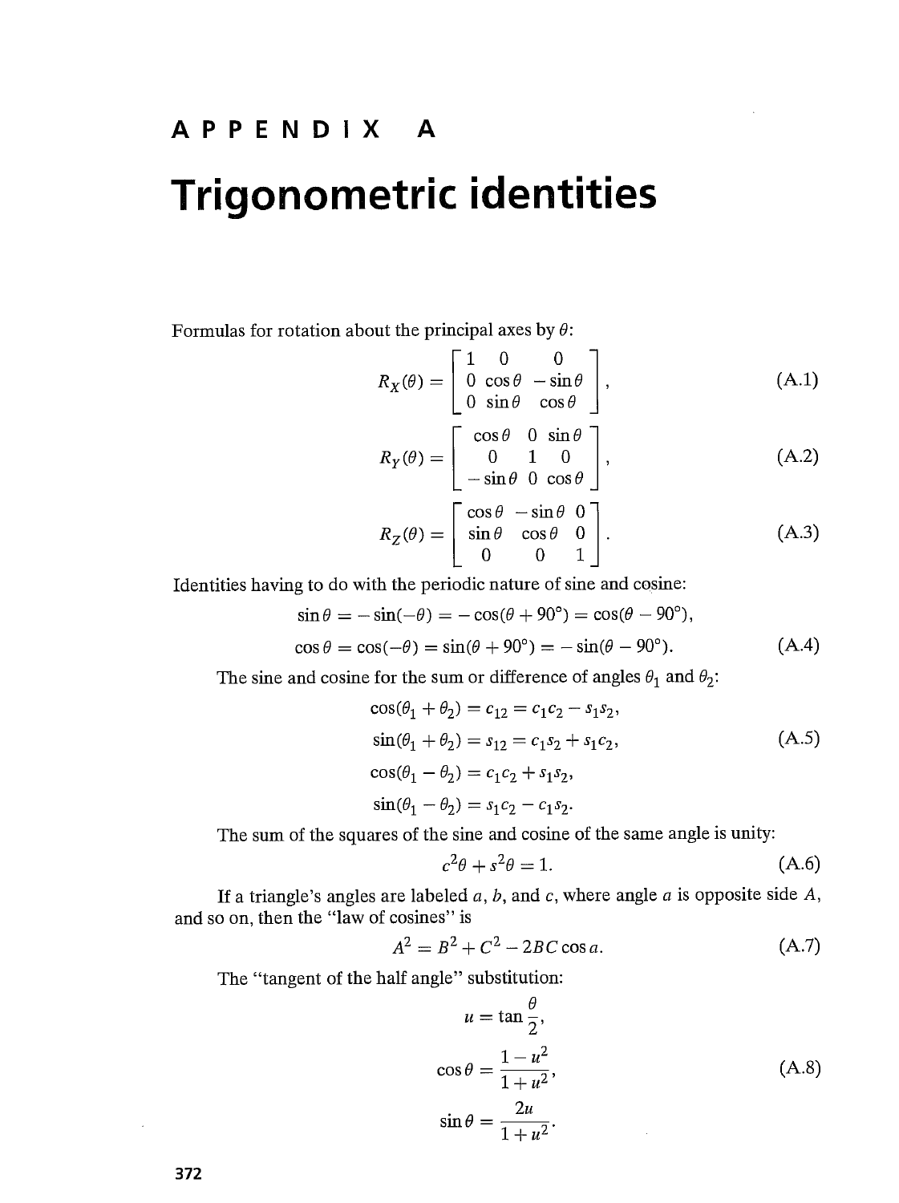# APPENDIX A

# Trigonometric identities

Formulas for rotation about the principal axes by $\theta$:

$$R_X(\theta) = \begin{bmatrix} 1 & 0 & 0 \\ 0 & \cos\theta & -\sin\theta \\ 0 & \sin\theta & \cos\theta \end{bmatrix}, \tag{A.1}$$

$$R_Y(\theta) = \begin{bmatrix} \cos\theta & 0 & \sin\theta \\ 0 & 1 & 0 \\ -\sin\theta & 0 & \cos\theta \end{bmatrix}, \tag{A.2}$$

$$R_Z(\theta) = \begin{bmatrix} \cos\theta & -\sin\theta & 0 \\ \sin\theta & \cos\theta & 0 \\ 0 & 0 & 1 \end{bmatrix}. \tag{A.3}$$

Identities having to do with the periodic nature of sine and cosine:

$$\begin{aligned} \sin\theta &= -\sin(-\theta) = -\cos(\theta + 90^\circ) = \cos(\theta - 90^\circ), \\ \cos\theta &= \cos(-\theta) = \sin(\theta + 90^\circ) = -\sin(\theta - 90^\circ). \end{aligned} \tag{A.4}$$

The sine and cosine for the sum or difference of angles $\theta_1$ and $\theta_2$:

$$\begin{aligned} \cos(\theta_1 + \theta_2) &= c_{12} = c_1 c_2 - s_1 s_2, \\ \sin(\theta_1 + \theta_2) &= s_{12} = c_1 s_2 + s_1 c_2, \\ \cos(\theta_1 - \theta_2) &= c_1 c_2 + s_1 s_2, \\ \sin(\theta_1 - \theta_2) &= s_1 c_2 - c_1 s_2. \end{aligned} \tag{A.5}$$

The sum of the squares of the sine and cosine of the same angle is unity:

$$c^2\theta + s^2\theta = 1. \tag{A.6}$$

If a triangle's angles are labeled $a$, $b$, and $c$, where angle $a$ is opposite side $A$, and so on, then the "law of cosines" is

$$A^2 = B^2 + C^2 - 2BC\cos a. \tag{A.7}$$

The "tangent of the half angle" substitution:

$$\begin{aligned} u &= \tan\frac{\theta}{2}, \\ \cos\theta &= \frac{1 - u^2}{1 + u^2}, \\ \sin\theta &= \frac{2u}{1 + u^2}. \end{aligned} \tag{A.8}$$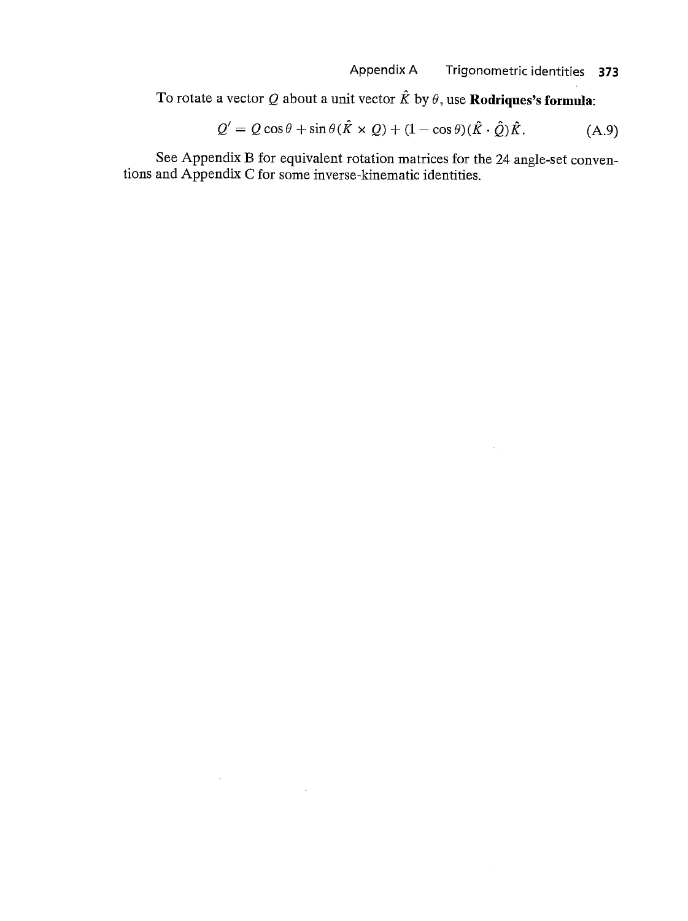To rotate a vector $Q$ about a unit vector $\hat{K}$ by $\theta$, use **Rodriques's formula**:

$$Q' = Q\cos\theta + \sin\theta(\hat{K} \times Q) + (1 - \cos\theta)(\hat{K} \cdot \hat{Q})\hat{K}. \tag{A.9}$$

See Appendix B for equivalent rotation matrices for the 24 angle-set conventions and Appendix C for some inverse-kinematic identities.